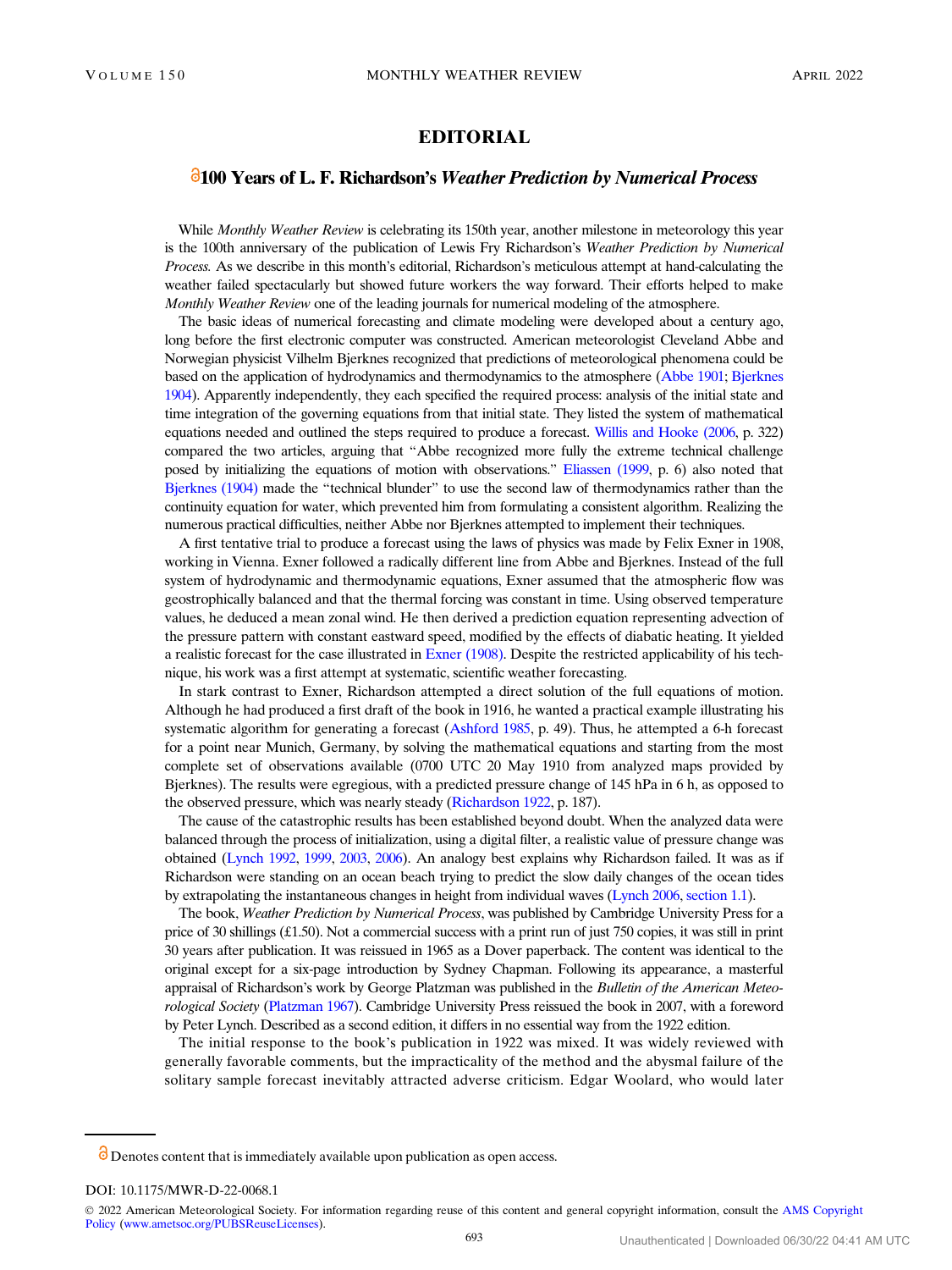# EDITORIAL

## 100 Years of L. F. Richardson's *Weather Prediction by Numerical Process*

While *Monthly Weather Review* is celebrating its 150th year, another milestone in meteorology this year is the 100th anniversary of the publication of Lewis Fry Richardson's *Weather Prediction by Numerical Process.* As we describe in this month's editorial, Richardson's meticulous attempt at hand-calculating the weather failed spectacularly but showed future workers the way forward. Their efforts helped to make *Monthly Weather Review* one of the leading journals for numerical modeling of the atmosphere.

The basic ideas of numerical forecasting and climate modeling were developed about a century ago, long before the first electronic computer was constructed. American meteorologist Cleveland Abbe and Norwegian physicist Vilhelm Bjerknes recognized that predictions of meteorological phenomena could be based on the application of hydrodynamics and thermodynamics to the atmosphere (Abbe 1901; Bjerknes 1904). Apparently independently, they each specified the required process: analysis of the initial state and time integration of the governing equations from that initial state. They listed the system of mathematical equations needed and outlined the steps required to produce a forecast. Willis and Hooke (2006, p. 322) compared the two articles, arguing that "Abbe recognized more fully the extreme technical challenge posed by initializing the equations of motion with observations." Eliassen (1999, p. 6) also noted that Bjerknes (1904) made the "technical blunder" to use the second law of thermodynamics rather than the continuity equation for water, which prevented him from formulating a consistent algorithm. Realizing the numerous practical difficulties, neither Abbe nor Bjerknes attempted to implement their techniques.

A first tentative trial to produce a forecast using the laws of physics was made by Felix Exner in 1908, working in Vienna. Exner followed a radically different line from Abbe and Bjerknes. Instead of the full system of hydrodynamic and thermodynamic equations, Exner assumed that the atmospheric flow was geostrophically balanced and that the thermal forcing was constant in time. Using observed temperature values, he deduced a mean zonal wind. He then derived a prediction equation representing advection of the pressure pattern with constant eastward speed, modified by the effects of diabatic heating. It yielded a realistic forecast for the case illustrated in Exner (1908). Despite the restricted applicability of his technique, his work was a first attempt at systematic, scientific weather forecasting.

In stark contrast to Exner, Richardson attempted a direct solution of the full equations of motion. Although he had produced a first draft of the book in 1916, he wanted a practical example illustrating his systematic algorithm for generating a forecast (Ashford 1985, p. 49). Thus, he attempted a 6-h forecast for a point near Munich, Germany, by solving the mathematical equations and starting from the most complete set of observations available (0700 UTC 20 May 1910 from analyzed maps provided by Bjerknes). The results were egregious, with a predicted pressure change of 145 hPa in 6 h, as opposed to the observed pressure, which was nearly steady (Richardson 1922, p. 187).

The cause of the catastrophic results has been established beyond doubt. When the analyzed data were balanced through the process of initialization, using a digital filter, a realistic value of pressure change was obtained (Lynch 1992, 1999, 2003, 2006). An analogy best explains why Richardson failed. It was as if Richardson were standing on an ocean beach trying to predict the slow daily changes of the ocean tides by extrapolating the instantaneous changes in height from individual waves (Lynch 2006, section 1.1).

The book, *Weather Prediction by Numerical Process*, was published by Cambridge University Press for a price of 30 shillings (£1.50). Not a commercial success with a print run of just 750 copies, it was still in print 30 years after publication. It was reissued in 1965 as a Dover paperback. The content was identical to the original except for a six-page introduction by Sydney Chapman. Following its appearance, a masterful appraisal of Richardson's work by George Platzman was published in the *Bulletin of the American Meteorological Society* (Platzman 1967). Cambridge University Press reissued the book in 2007, with a foreword by Peter Lynch. Described as a second edition, it differs in no essential way from the 1922 edition.

The initial response to the book's publication in 1922 was mixed. It was widely reviewed with generally favorable comments, but the impracticality of the method and the abysmal failure of the solitary sample forecast inevitably attracted adverse criticism. Edgar Woolard, who would later

Denotes content that is immediately available upon publication as open access.

DOI: 10.1175/MWR-D-22-0068.1

© 2022 American Meteorological Society. For information regarding reuse of this content and general copyright information, consult the AMS Copyright Policy (www.ametsoc.org/PUBSReuseLicenses).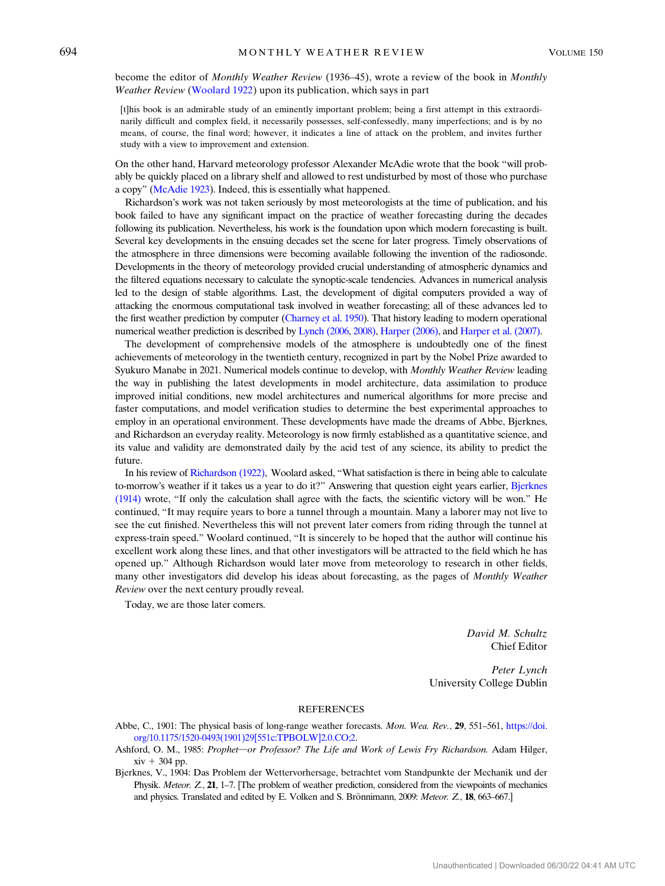become the editor of *Monthly Weather Review* (1936–45), wrote a review of the book in *Monthly Weather Review* (Woolard 1922) upon its publication, which says in part

> [t]his book is an admirable study of an eminently important problem; being a first attempt in this extraordinarily difficult and complex field, it necessarily possesses, self-confessedly, many imperfections; and is by no means, of course, the final word; however, it indicates a line of attack on the problem, and invites further study with a view to improvement and extension.

On the other hand, Harvard meteorology professor Alexander McAdie wrote that the book "will probably be quickly placed on a library shelf and allowed to rest undisturbed by most of those who purchase a copy" (McAdie 1923). Indeed, this is essentially what happened.

Richardson's work was not taken seriously by most meteorologists at the time of publication, and his book failed to have any significant impact on the practice of weather forecasting during the decades following its publication. Nevertheless, his work is the foundation upon which modern forecasting is built. Several key developments in the ensuing decades set the scene for later progress. Timely observations of the atmosphere in three dimensions were becoming available following the invention of the radiosonde. Developments in the theory of meteorology provided crucial understanding of atmospheric dynamics and the filtered equations necessary to calculate the synoptic-scale tendencies. Advances in numerical analysis led to the design of stable algorithms. Last, the development of digital computers provided a way of attacking the enormous computational task involved in weather forecasting; all of these advances led to the first weather prediction by computer (Charney et al. 1950). That history leading to modern operational numerical weather prediction is described by Lynch (2006, 2008), Harper (2006), and Harper et al. (2007).

The development of comprehensive models of the atmosphere is undoubtedly one of the finest achievements of meteorology in the twentieth century, recognized in part by the Nobel Prize awarded to Syukuro Manabe in 2021. Numerical models continue to develop, with *Monthly Weather Review* leading the way in publishing the latest developments in model architecture, data assimilation to produce improved initial conditions, new model architectures and numerical algorithms for more precise and faster computations, and model verification studies to determine the best experimental approaches to employ in an operational environment. These developments have made the dreams of Abbe, Bjerknes, and Richardson an everyday reality. Meteorology is now firmly established as a quantitative science, and its value and validity are demonstrated daily by the acid test of any science, its ability to predict the future.

In his review of Richardson (1922), Woolard asked, "What satisfaction is there in being able to calculate to-morrow's weather if it takes us a year to do it?" Answering that question eight years earlier, Bjerknes (1914) wrote, "If only the calculation shall agree with the facts, the scientific victory will be won." He continued, "It may require years to bore a tunnel through a mountain. Many a laborer may not live to see the cut finished. Nevertheless this will not prevent later comers from riding through the tunnel at express-train speed." Woolard continued, "It is sincerely to be hoped that the author will continue his excellent work along these lines, and that other investigators will be attracted to the field which he has opened up." Although Richardson would later move from meteorology to research in other fields, many other investigators did develop his ideas about forecasting, as the pages of *Monthly Weather Review* over the next century proudly reveal.

Today, we are those later comers.

*David M. Schultz*
Chief Editor

*Peter Lynch*
University College Dublin

## REFERENCES

Abbe, C., 1901: The physical basis of long-range weather forecasts. *Mon. Wea. Rev.*, **29**, 551–561, https://doi.org/10.1175/1520-0493(1901)29[551c:TPBOLW]2.0.CO;2.

Ashford, O. M., 1985: *Prophet—or Professor? The Life and Work of Lewis Fry Richardson.* Adam Hilger, xiv + 304 pp.

Bjerknes, V., 1904: Das Problem der Wettervorhersage, betrachtet vom Standpunkte der Mechanik und der Physik. *Meteor. Z.*, **21**, 1–7. [The problem of weather prediction, considered from the viewpoints of mechanics and physics. Translated and edited by E. Volken and S. Brönnimann, 2009: *Meteor. Z.*, **18**, 663–667.]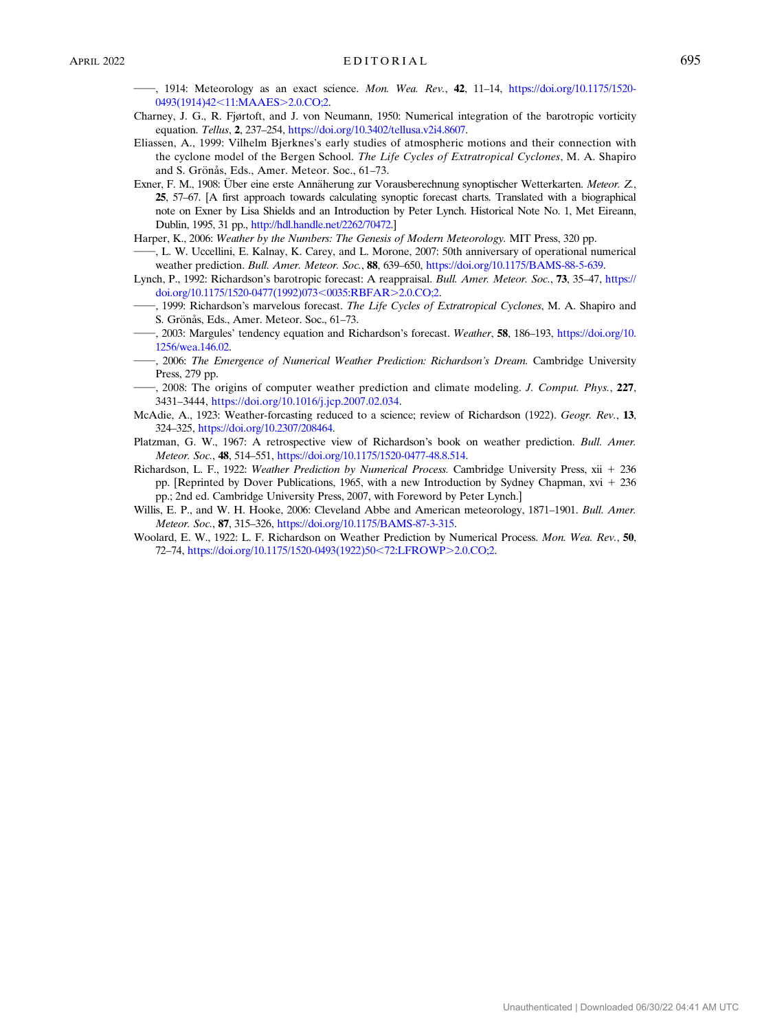——, 1914: Meteorology as an exact science. *Mon. Wea. Rev.*, **42**, 11–14, https://doi.org/10.1175/1520-0493(1914)42<11:MAAES>2.0.CO;2.

Charney, J. G., R. Fjørtoft, and J. von Neumann, 1950: Numerical integration of the barotropic vorticity equation. *Tellus*, **2**, 237–254, https://doi.org/10.3402/tellusa.v2i4.8607.

Eliassen, A., 1999: Vilhelm Bjerknes's early studies of atmospheric motions and their connection with the cyclone model of the Bergen School. *The Life Cycles of Extratropical Cyclones*, M. A. Shapiro and S. Grönås, Eds., Amer. Meteor. Soc., 61–73.

Exner, F. M., 1908: Über eine erste Annäherung zur Vorausberechnung synoptischer Wetterkarten. *Meteor. Z.*, **25**, 57–67. [A first approach towards calculating synoptic forecast charts. Translated with a biographical note on Exner by Lisa Shields and an Introduction by Peter Lynch. Historical Note No. 1, Met Eireann, Dublin, 1995, 31 pp., http://hdl.handle.net/2262/70472.]

Harper, K., 2006: *Weather by the Numbers: The Genesis of Modern Meteorology.* MIT Press, 320 pp.

——, L. W. Uccellini, E. Kalnay, K. Carey, and L. Morone, 2007: 50th anniversary of operational numerical weather prediction. *Bull. Amer. Meteor. Soc.*, **88**, 639–650, https://doi.org/10.1175/BAMS-88-5-639.

Lynch, P., 1992: Richardson's barotropic forecast: A reappraisal. *Bull. Amer. Meteor. Soc.*, **73**, 35–47, https://doi.org/10.1175/1520-0477(1992)073<0035:RBFAR>2.0.CO;2.

——, 1999: Richardson's marvelous forecast. *The Life Cycles of Extratropical Cyclones*, M. A. Shapiro and S. Grönås, Eds., Amer. Meteor. Soc., 61–73.

——, 2003: Margules' tendency equation and Richardson's forecast. *Weather*, **58**, 186–193, https://doi.org/10.1256/wea.146.02.

——, 2006: *The Emergence of Numerical Weather Prediction: Richardson's Dream.* Cambridge University Press, 279 pp.

——, 2008: The origins of computer weather prediction and climate modeling. *J. Comput. Phys.*, **227**, 3431–3444, https://doi.org/10.1016/j.jcp.2007.02.034.

McAdie, A., 1923: Weather-forcasting reduced to a science; review of Richardson (1922). *Geogr. Rev.*, **13**, 324–325, https://doi.org/10.2307/208464.

Platzman, G. W., 1967: A retrospective view of Richardson's book on weather prediction. *Bull. Amer. Meteor. Soc.*, **48**, 514–551, https://doi.org/10.1175/1520-0477-48.8.514.

Richardson, L. F., 1922: *Weather Prediction by Numerical Process.* Cambridge University Press, xii + 236 pp. [Reprinted by Dover Publications, 1965, with a new Introduction by Sydney Chapman, xvi + 236 pp.; 2nd ed. Cambridge University Press, 2007, with Foreword by Peter Lynch.]

Willis, E. P., and W. H. Hooke, 2006: Cleveland Abbe and American meteorology, 1871–1901. *Bull. Amer. Meteor. Soc.*, **87**, 315–326, https://doi.org/10.1175/BAMS-87-3-315.

Woolard, E. W., 1922: L. F. Richardson on Weather Prediction by Numerical Process. *Mon. Wea. Rev.*, **50**, 72–74, https://doi.org/10.1175/1520-0493(1922)50<72:LFROWP>2.0.CO;2.